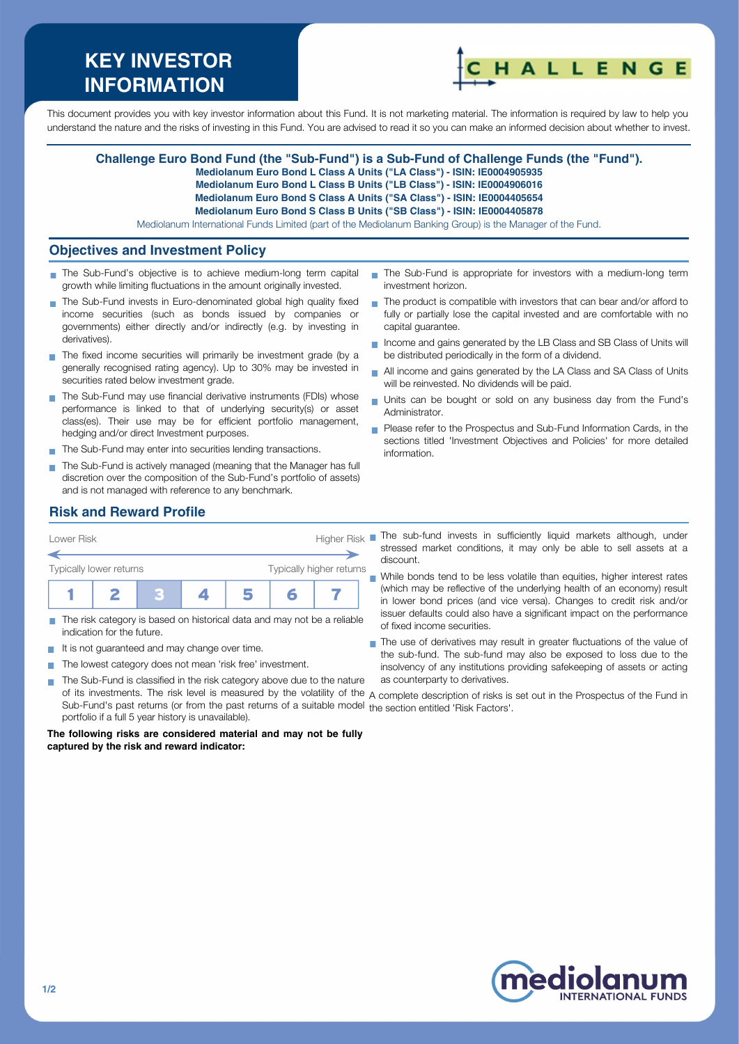# KEY INVESTOR INFORMATION

CHALLENGE

This document provides you with key investor information about this Fund. It is not marketing material. The information is required by law to help you understand the nature and the risks of investing in this Fund. You are advised to read it so you can make an informed decision about whether to invest.

**Challenge Euro Bond Fund (the "Sub-Fund") is a Sub-Fund of Challenge Funds (the "Fund").**
**Mediolanum Euro Bond L Class A Units ("LA Class") - ISIN: IE0004905935**
**Mediolanum Euro Bond L Class B Units ("LB Class") - ISIN: IE0004906016**
**Mediolanum Euro Bond S Class A Units ("SA Class") - ISIN: IE0004405654**
**Mediolanum Euro Bond S Class B Units ("SB Class") - ISIN: IE0004405878**
Mediolanum International Funds Limited (part of the Mediolanum Banking Group) is the Manager of the Fund.

## Objectives and Investment Policy

- The Sub-Fund's objective is to achieve medium-long term capital growth while limiting fluctuations in the amount originally invested.
- The Sub-Fund invests in Euro-denominated global high quality fixed income securities (such as bonds issued by companies or governments) either directly and/or indirectly (e.g. by investing in derivatives).
- The fixed income securities will primarily be investment grade (by a generally recognised rating agency). Up to 30% may be invested in securities rated below investment grade.
- The Sub-Fund may use financial derivative instruments (FDIs) whose performance is linked to that of underlying security(s) or asset class(es). Their use may be for efficient portfolio management, hedging and/or direct Investment purposes.
- The Sub-Fund may enter into securities lending transactions.
- The Sub-Fund is actively managed (meaning that the Manager has full discretion over the composition of the Sub-Fund's portfolio of assets) and is not managed with reference to any benchmark.
- The Sub-Fund is appropriate for investors with a medium-long term investment horizon.
- The product is compatible with investors that can bear and/or afford to fully or partially lose the capital invested and are comfortable with no capital guarantee.
- Income and gains generated by the LB Class and SB Class of Units will be distributed periodically in the form of a dividend.
- All income and gains generated by the LA Class and SA Class of Units will be reinvested. No dividends will be paid.
- Units can be bought or sold on any business day from the Fund's Administrator.
- Please refer to the Prospectus and Sub-Fund Information Cards, in the sections titled 'Investment Objectives and Policies' for more detailed information.

## Risk and Reward Profile

Lower Risk — Higher Risk

Typically lower returns — Typically higher returns

| 1 | 2 | **3** | 4 | 5 | 6 | 7 |
|---|---|---|---|---|---|---|

- The risk category is based on historical data and may not be a reliable indication for the future.
- It is not guaranteed and may change over time.
- The lowest category does not mean 'risk free' investment.
- The Sub-Fund is classified in the risk category above due to the nature of its investments. The risk level is measured by the volatility of the Sub-Fund's past returns (or from the past returns of a suitable model portfolio if a full 5 year history is unavailable).

**The following risks are considered material and may not be fully captured by the risk and reward indicator:**

- The sub-fund invests in sufficiently liquid markets although, under stressed market conditions, it may only be able to sell assets at a discount.
- While bonds tend to be less volatile than equities, higher interest rates (which may be reflective of the underlying health of an economy) result in lower bond prices (and vice versa). Changes to credit risk and/or issuer defaults could also have a significant impact on the performance of fixed income securities.
- The use of derivatives may result in greater fluctuations of the value of the sub-fund. The sub-fund may also be exposed to loss due to the insolvency of any institutions providing safekeeping of assets or acting as counterparty to derivatives.

A complete description of risks is set out in the Prospectus of the Fund in the section entitled 'Risk Factors'.

mediolanum INTERNATIONAL FUNDS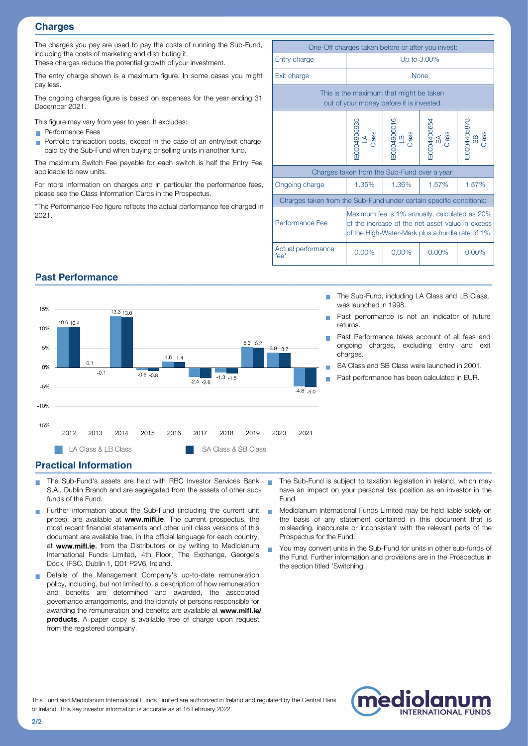## Charges

The charges you pay are used to pay the costs of running the Sub-Fund, including the costs of marketing and distributing it.
These charges reduce the potential growth of your investment.

The entry charge shown is a maximum figure. In some cases you might pay less.

The ongoing charges figure is based on expenses for the year ending 31 December 2021.

This figure may vary from year to year. It excludes:

- Performance Fees
- Portfolio transaction costs, except in the case of an entry/exit charge paid by the Sub-Fund when buying or selling units in another fund.

The maximum Switch Fee payable for each switch is half the Entry Fee applicable to new units.

For more information on charges and in particular the performance fees, please see the Class Information Cards in the Prospectus.

*The Performance Fee figure reflects the actual performance fee charged in 2021.

| One-Off charges taken before or after you invest: | | | | |
|---|---|---|---|---|
| Entry charge | Up to 3.00% | | | |
| Exit charge | None | | | |
| This is the maximum that might be taken out of your money before it is invested. | | | | |
| | IE0004905935 LA Class | IE0004906016 LB Class | IE0004405654 SA Class | IE0004405878 SB Class |
| Charges taken from the Sub-Fund over a year: | | | | |
| Ongoing charge | 1.35% | 1.36% | 1.57% | 1.57% |
| Charges taken from the Sub-Fund under certain specific conditions: | | | | |
| Performance Fee | Maximum fee is 1% annually, calculated as 20% of the increase of the net asset value in excess of the High-Water-Mark plus a hurdle rate of 1%. | | | |
| Actual performance fee* | 0.00% | 0.00% | 0.00% | 0.00% |

## Past Performance

15%
10%
5%
0%
-5%
-10%
-15%

10.6 10.4
0.1 -0.1
13.3 13.0
-0.6 -0.8
1.6 1.4
-2.4 -2.6
-1.3 -1.5
5.3 5.2
3.9 3.7
-4.8 -5.0

2012 2013 2014 2015 2016 2017 2018 2019 2020 2021

LA Class & LB Class
SA Class & SB Class

- The Sub-Fund, including LA Class and LB Class, was launched in 1998.
- Past performance is not an indicator of future returns.
- Past Performance takes account of all fees and ongoing charges, excluding entry and exit charges.
- SA Class and SB Class were launched in 2001.
- Past performance has been calculated in EUR.

## Practical Information

- The Sub-Fund's assets are held with RBC Investor Services Bank S.A., Dublin Branch and are segregated from the assets of other sub-funds of the Fund.
- Further information about the Sub-Fund (including the current unit prices), are available at **www.mifl.ie**. The current prospectus, the most recent financial statements and other unit class versions of this document are available free, in the official language for each country, at **www.mifl.ie**, from the Distributors or by writing to Mediolanum International Funds Limited, 4th Floor, The Exchange, George's Dock, IFSC, Dublin 1, D01 P2V6, Ireland.
- Details of the Management Company's up-to-date remuneration policy, including, but not limited to, a description of how remuneration and benefits are determined and awarded, the associated governance arrangements, and the identity of persons responsible for awarding the remuneration and benefits are available at **www.mifl.ie/products**. A paper copy is available free of charge upon request from the registered company.
- The Sub-Fund is subject to taxation legislation in Ireland, which may have an impact on your personal tax position as an investor in the Fund.
- Mediolanum International Funds Limited may be held liable solely on the basis of any statement contained in this document that is misleading, inaccurate or inconsistent with the relevant parts of the Prospectus for the Fund.
- You may convert units in the Sub-Fund for units in other sub-funds of the Fund. Further information and provisions are in the Prospectus in the section titled 'Switching'.

This Fund and Mediolanum International Funds Limited are authorized in Ireland and regulated by the Central Bank of Ireland. This key investor information is accurate as at 16 February 2022.

mediolanum INTERNATIONAL FUNDS